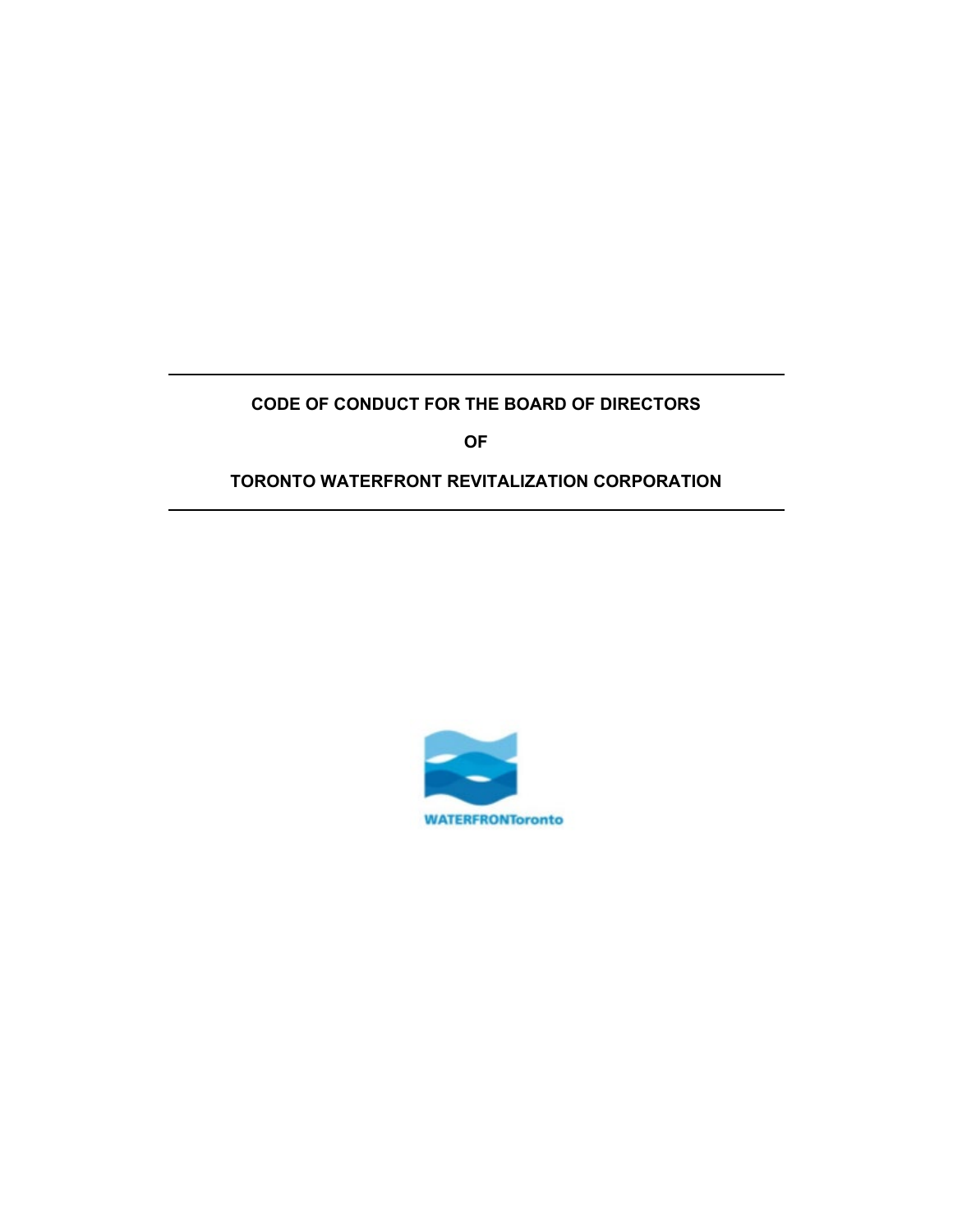# CODE OF CONDUCT FOR THE BOARD OF DIRECTORS

# OF

# TORONTO WATERFRONT REVITALIZATION CORPORATION

WATERFRONToronto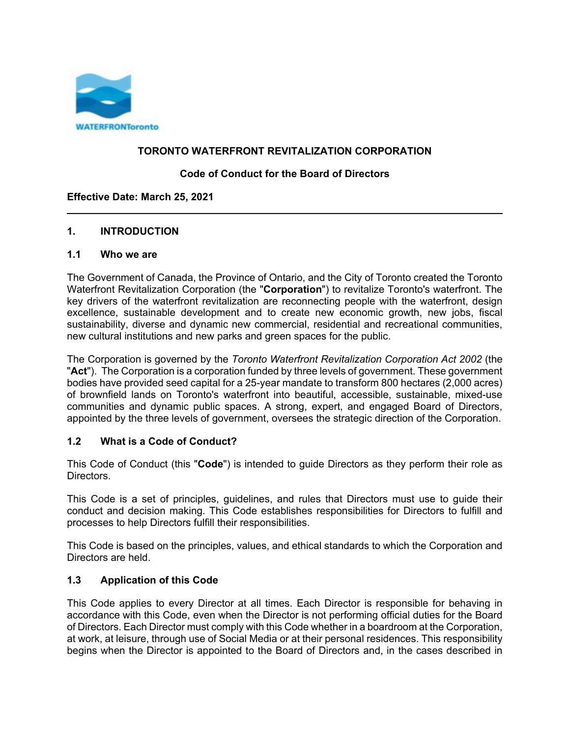# TORONTO WATERFRONT REVITALIZATION CORPORATION

## Code of Conduct for the Board of Directors

**Effective Date: March 25, 2021**

---

## 1. INTRODUCTION

### 1.1 Who we are

The Government of Canada, the Province of Ontario, and the City of Toronto created the Toronto Waterfront Revitalization Corporation (the "**Corporation**") to revitalize Toronto's waterfront. The key drivers of the waterfront revitalization are reconnecting people with the waterfront, design excellence, sustainable development and to create new economic growth, new jobs, fiscal sustainability, diverse and dynamic new commercial, residential and recreational communities, new cultural institutions and new parks and green spaces for the public.

The Corporation is governed by the *Toronto Waterfront Revitalization Corporation Act 2002* (the "**Act**"). The Corporation is a corporation funded by three levels of government. These government bodies have provided seed capital for a 25-year mandate to transform 800 hectares (2,000 acres) of brownfield lands on Toronto's waterfront into beautiful, accessible, sustainable, mixed-use communities and dynamic public spaces. A strong, expert, and engaged Board of Directors, appointed by the three levels of government, oversees the strategic direction of the Corporation.

### 1.2 What is a Code of Conduct?

This Code of Conduct (this "**Code**") is intended to guide Directors as they perform their role as Directors.

This Code is a set of principles, guidelines, and rules that Directors must use to guide their conduct and decision making. This Code establishes responsibilities for Directors to fulfill and processes to help Directors fulfill their responsibilities.

This Code is based on the principles, values, and ethical standards to which the Corporation and Directors are held.

### 1.3 Application of this Code

This Code applies to every Director at all times. Each Director is responsible for behaving in accordance with this Code, even when the Director is not performing official duties for the Board of Directors. Each Director must comply with this Code whether in a boardroom at the Corporation, at work, at leisure, through use of Social Media or at their personal residences. This responsibility begins when the Director is appointed to the Board of Directors and, in the cases described in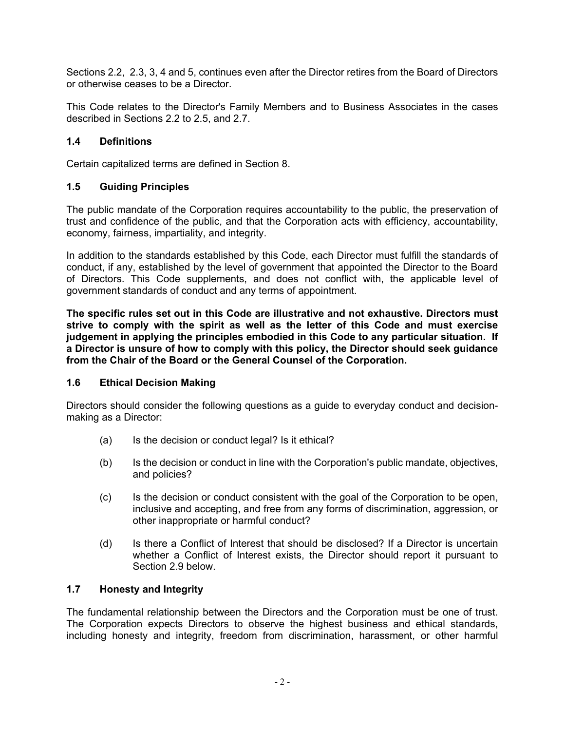Sections 2.2, 2.3, 3, 4 and 5, continues even after the Director retires from the Board of Directors or otherwise ceases to be a Director.

This Code relates to the Director's Family Members and to Business Associates in the cases described in Sections 2.2 to 2.5, and 2.7.

### 1.4 Definitions

Certain capitalized terms are defined in Section 8.

### 1.5 Guiding Principles

The public mandate of the Corporation requires accountability to the public, the preservation of trust and confidence of the public, and that the Corporation acts with efficiency, accountability, economy, fairness, impartiality, and integrity.

In addition to the standards established by this Code, each Director must fulfill the standards of conduct, if any, established by the level of government that appointed the Director to the Board of Directors. This Code supplements, and does not conflict with, the applicable level of government standards of conduct and any terms of appointment.

**The specific rules set out in this Code are illustrative and not exhaustive. Directors must strive to comply with the spirit as well as the letter of this Code and must exercise judgement in applying the principles embodied in this Code to any particular situation. If a Director is unsure of how to comply with this policy, the Director should seek guidance from the Chair of the Board or the General Counsel of the Corporation.**

### 1.6 Ethical Decision Making

Directors should consider the following questions as a guide to everyday conduct and decision-making as a Director:

(a) Is the decision or conduct legal? Is it ethical?

(b) Is the decision or conduct in line with the Corporation's public mandate, objectives, and policies?

(c) Is the decision or conduct consistent with the goal of the Corporation to be open, inclusive and accepting, and free from any forms of discrimination, aggression, or other inappropriate or harmful conduct?

(d) Is there a Conflict of Interest that should be disclosed? If a Director is uncertain whether a Conflict of Interest exists, the Director should report it pursuant to Section 2.9 below.

### 1.7 Honesty and Integrity

The fundamental relationship between the Directors and the Corporation must be one of trust. The Corporation expects Directors to observe the highest business and ethical standards, including honesty and integrity, freedom from discrimination, harassment, or other harmful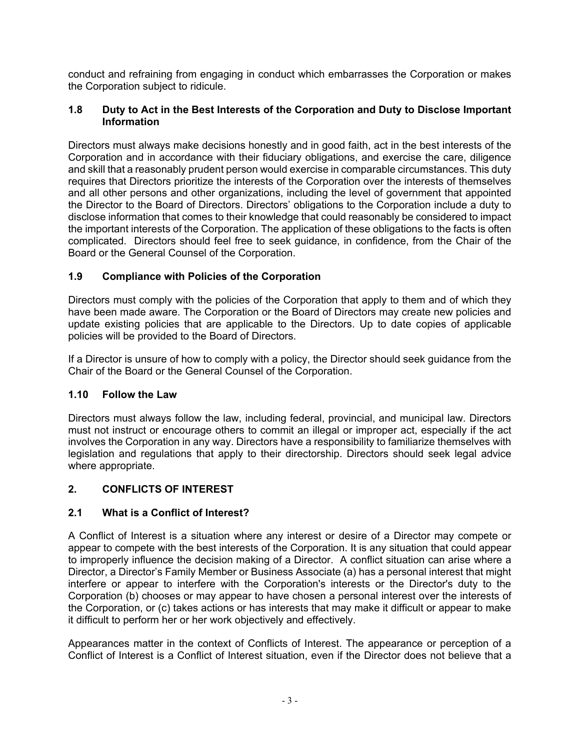conduct and refraining from engaging in conduct which embarrasses the Corporation or makes the Corporation subject to ridicule.

### 1.8 Duty to Act in the Best Interests of the Corporation and Duty to Disclose Important Information

Directors must always make decisions honestly and in good faith, act in the best interests of the Corporation and in accordance with their fiduciary obligations, and exercise the care, diligence and skill that a reasonably prudent person would exercise in comparable circumstances. This duty requires that Directors prioritize the interests of the Corporation over the interests of themselves and all other persons and other organizations, including the level of government that appointed the Director to the Board of Directors. Directors' obligations to the Corporation include a duty to disclose information that comes to their knowledge that could reasonably be considered to impact the important interests of the Corporation. The application of these obligations to the facts is often complicated. Directors should feel free to seek guidance, in confidence, from the Chair of the Board or the General Counsel of the Corporation.

### 1.9 Compliance with Policies of the Corporation

Directors must comply with the policies of the Corporation that apply to them and of which they have been made aware. The Corporation or the Board of Directors may create new policies and update existing policies that are applicable to the Directors. Up to date copies of applicable policies will be provided to the Board of Directors.

If a Director is unsure of how to comply with a policy, the Director should seek guidance from the Chair of the Board or the General Counsel of the Corporation.

### 1.10 Follow the Law

Directors must always follow the law, including federal, provincial, and municipal law. Directors must not instruct or encourage others to commit an illegal or improper act, especially if the act involves the Corporation in any way. Directors have a responsibility to familiarize themselves with legislation and regulations that apply to their directorship. Directors should seek legal advice where appropriate.

## 2. CONFLICTS OF INTEREST

### 2.1 What is a Conflict of Interest?

A Conflict of Interest is a situation where any interest or desire of a Director may compete or appear to compete with the best interests of the Corporation. It is any situation that could appear to improperly influence the decision making of a Director. A conflict situation can arise where a Director, a Director's Family Member or Business Associate (a) has a personal interest that might interfere or appear to interfere with the Corporation's interests or the Director's duty to the Corporation (b) chooses or may appear to have chosen a personal interest over the interests of the Corporation, or (c) takes actions or has interests that may make it difficult or appear to make it difficult to perform her or her work objectively and effectively.

Appearances matter in the context of Conflicts of Interest. The appearance or perception of a Conflict of Interest is a Conflict of Interest situation, even if the Director does not believe that a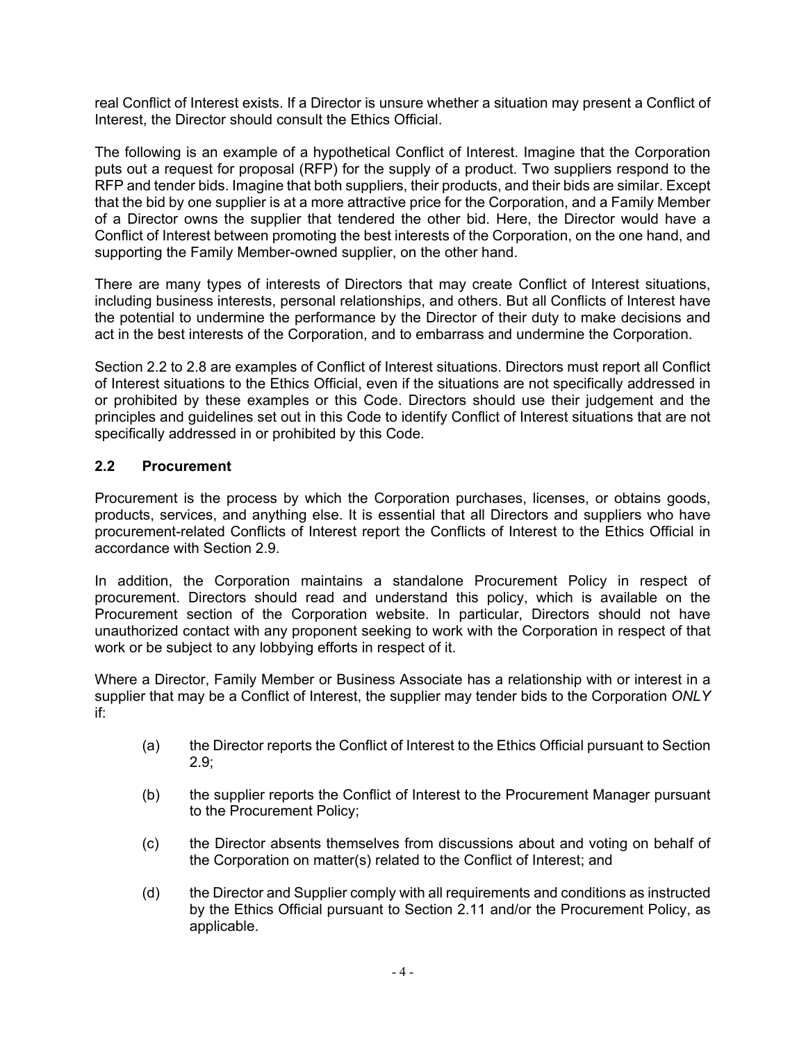real Conflict of Interest exists. If a Director is unsure whether a situation may present a Conflict of Interest, the Director should consult the Ethics Official.

The following is an example of a hypothetical Conflict of Interest. Imagine that the Corporation puts out a request for proposal (RFP) for the supply of a product. Two suppliers respond to the RFP and tender bids. Imagine that both suppliers, their products, and their bids are similar. Except that the bid by one supplier is at a more attractive price for the Corporation, and a Family Member of a Director owns the supplier that tendered the other bid. Here, the Director would have a Conflict of Interest between promoting the best interests of the Corporation, on the one hand, and supporting the Family Member-owned supplier, on the other hand.

There are many types of interests of Directors that may create Conflict of Interest situations, including business interests, personal relationships, and others. But all Conflicts of Interest have the potential to undermine the performance by the Director of their duty to make decisions and act in the best interests of the Corporation, and to embarrass and undermine the Corporation.

Section 2.2 to 2.8 are examples of Conflict of Interest situations. Directors must report all Conflict of Interest situations to the Ethics Official, even if the situations are not specifically addressed in or prohibited by these examples or this Code. Directors should use their judgement and the principles and guidelines set out in this Code to identify Conflict of Interest situations that are not specifically addressed in or prohibited by this Code.

### 2.2 Procurement

Procurement is the process by which the Corporation purchases, licenses, or obtains goods, products, services, and anything else. It is essential that all Directors and suppliers who have procurement-related Conflicts of Interest report the Conflicts of Interest to the Ethics Official in accordance with Section 2.9.

In addition, the Corporation maintains a standalone Procurement Policy in respect of procurement. Directors should read and understand this policy, which is available on the Procurement section of the Corporation website. In particular, Directors should not have unauthorized contact with any proponent seeking to work with the Corporation in respect of that work or be subject to any lobbying efforts in respect of it.

Where a Director, Family Member or Business Associate has a relationship with or interest in a supplier that may be a Conflict of Interest, the supplier may tender bids to the Corporation *ONLY* if:

(a) the Director reports the Conflict of Interest to the Ethics Official pursuant to Section 2.9;

(b) the supplier reports the Conflict of Interest to the Procurement Manager pursuant to the Procurement Policy;

(c) the Director absents themselves from discussions about and voting on behalf of the Corporation on matter(s) related to the Conflict of Interest; and

(d) the Director and Supplier comply with all requirements and conditions as instructed by the Ethics Official pursuant to Section 2.11 and/or the Procurement Policy, as applicable.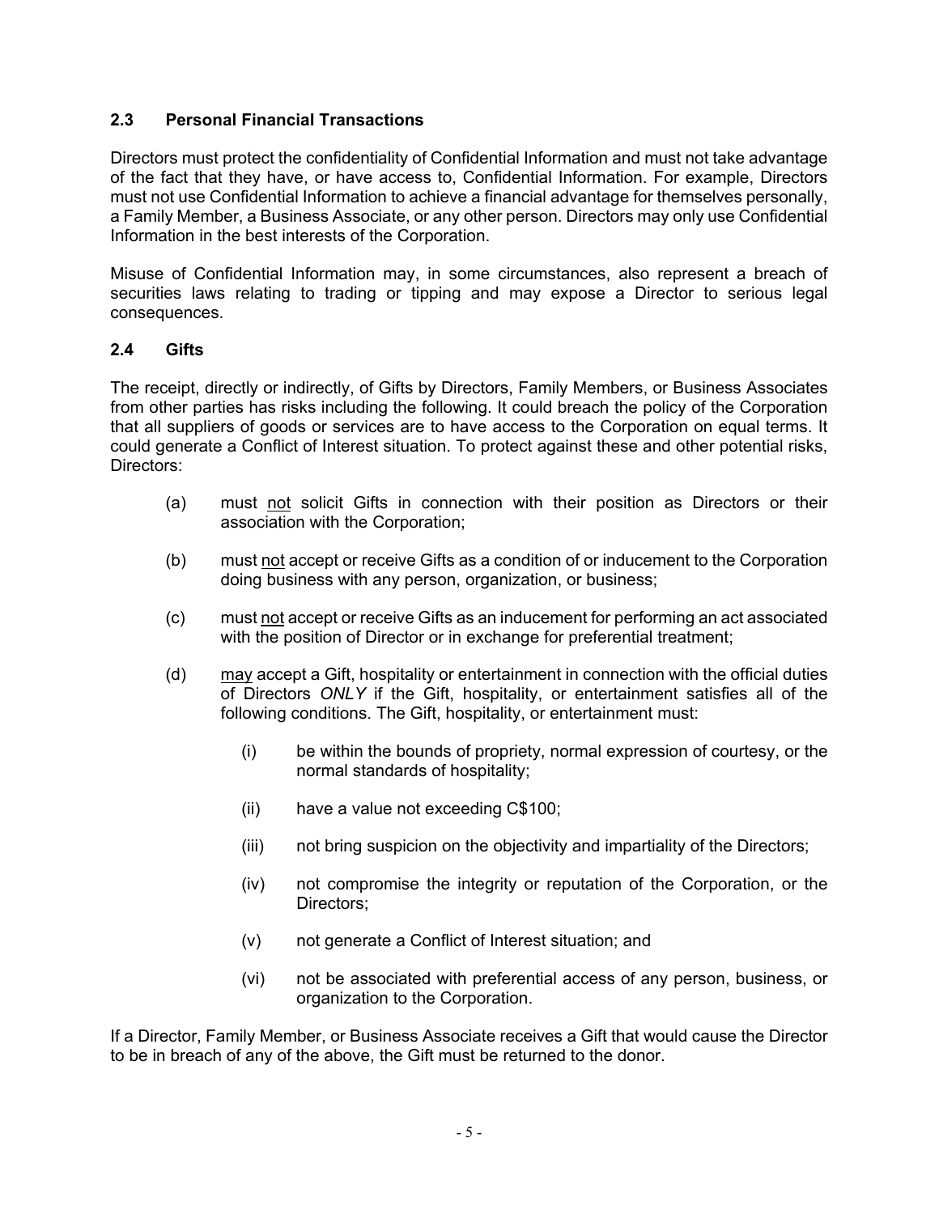### 2.3 Personal Financial Transactions

Directors must protect the confidentiality of Confidential Information and must not take advantage of the fact that they have, or have access to, Confidential Information. For example, Directors must not use Confidential Information to achieve a financial advantage for themselves personally, a Family Member, a Business Associate, or any other person. Directors may only use Confidential Information in the best interests of the Corporation.

Misuse of Confidential Information may, in some circumstances, also represent a breach of securities laws relating to trading or tipping and may expose a Director to serious legal consequences.

### 2.4 Gifts

The receipt, directly or indirectly, of Gifts by Directors, Family Members, or Business Associates from other parties has risks including the following. It could breach the policy of the Corporation that all suppliers of goods or services are to have access to the Corporation on equal terms. It could generate a Conflict of Interest situation. To protect against these and other potential risks, Directors:

(a) must <u>not</u> solicit Gifts in connection with their position as Directors or their association with the Corporation;

(b) must <u>not</u> accept or receive Gifts as a condition of or inducement to the Corporation doing business with any person, organization, or business;

(c) must <u>not</u> accept or receive Gifts as an inducement for performing an act associated with the position of Director or in exchange for preferential treatment;

(d) <u>may</u> accept a Gift, hospitality or entertainment in connection with the official duties of Directors *ONLY* if the Gift, hospitality, or entertainment satisfies all of the following conditions. The Gift, hospitality, or entertainment must:

   (i) be within the bounds of propriety, normal expression of courtesy, or the normal standards of hospitality;

   (ii) have a value not exceeding C$100;

   (iii) not bring suspicion on the objectivity and impartiality of the Directors;

   (iv) not compromise the integrity or reputation of the Corporation, or the Directors;

   (v) not generate a Conflict of Interest situation; and

   (vi) not be associated with preferential access of any person, business, or organization to the Corporation.

If a Director, Family Member, or Business Associate receives a Gift that would cause the Director to be in breach of any of the above, the Gift must be returned to the donor.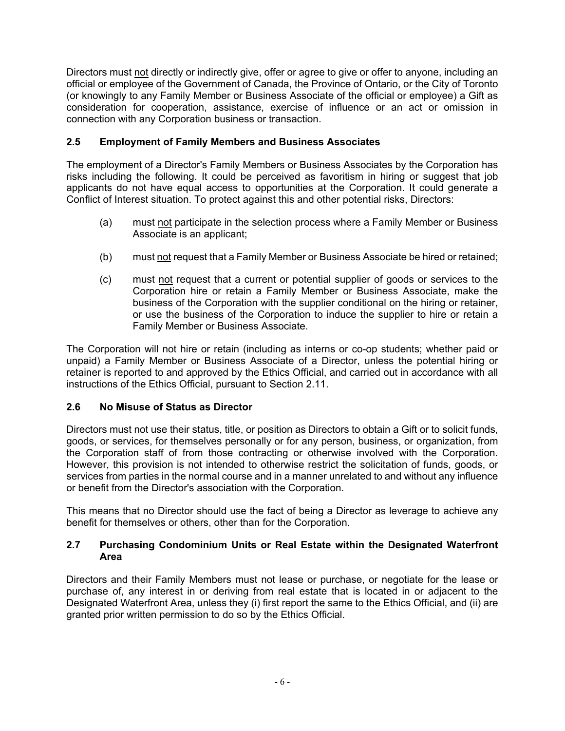Directors must not directly or indirectly give, offer or agree to give or offer to anyone, including an official or employee of the Government of Canada, the Province of Ontario, or the City of Toronto (or knowingly to any Family Member or Business Associate of the official or employee) a Gift as consideration for cooperation, assistance, exercise of influence or an act or omission in connection with any Corporation business or transaction.

### 2.5 Employment of Family Members and Business Associates

The employment of a Director's Family Members or Business Associates by the Corporation has risks including the following. It could be perceived as favoritism in hiring or suggest that job applicants do not have equal access to opportunities at the Corporation. It could generate a Conflict of Interest situation. To protect against this and other potential risks, Directors:

(a) must not participate in the selection process where a Family Member or Business Associate is an applicant;

(b) must not request that a Family Member or Business Associate be hired or retained;

(c) must not request that a current or potential supplier of goods or services to the Corporation hire or retain a Family Member or Business Associate, make the business of the Corporation with the supplier conditional on the hiring or retainer, or use the business of the Corporation to induce the supplier to hire or retain a Family Member or Business Associate.

The Corporation will not hire or retain (including as interns or co-op students; whether paid or unpaid) a Family Member or Business Associate of a Director, unless the potential hiring or retainer is reported to and approved by the Ethics Official, and carried out in accordance with all instructions of the Ethics Official, pursuant to Section 2.11.

### 2.6 No Misuse of Status as Director

Directors must not use their status, title, or position as Directors to obtain a Gift or to solicit funds, goods, or services, for themselves personally or for any person, business, or organization, from the Corporation staff of from those contracting or otherwise involved with the Corporation. However, this provision is not intended to otherwise restrict the solicitation of funds, goods, or services from parties in the normal course and in a manner unrelated to and without any influence or benefit from the Director's association with the Corporation.

This means that no Director should use the fact of being a Director as leverage to achieve any benefit for themselves or others, other than for the Corporation.

### 2.7 Purchasing Condominium Units or Real Estate within the Designated Waterfront Area

Directors and their Family Members must not lease or purchase, or negotiate for the lease or purchase of, any interest in or deriving from real estate that is located in or adjacent to the Designated Waterfront Area, unless they (i) first report the same to the Ethics Official, and (ii) are granted prior written permission to do so by the Ethics Official.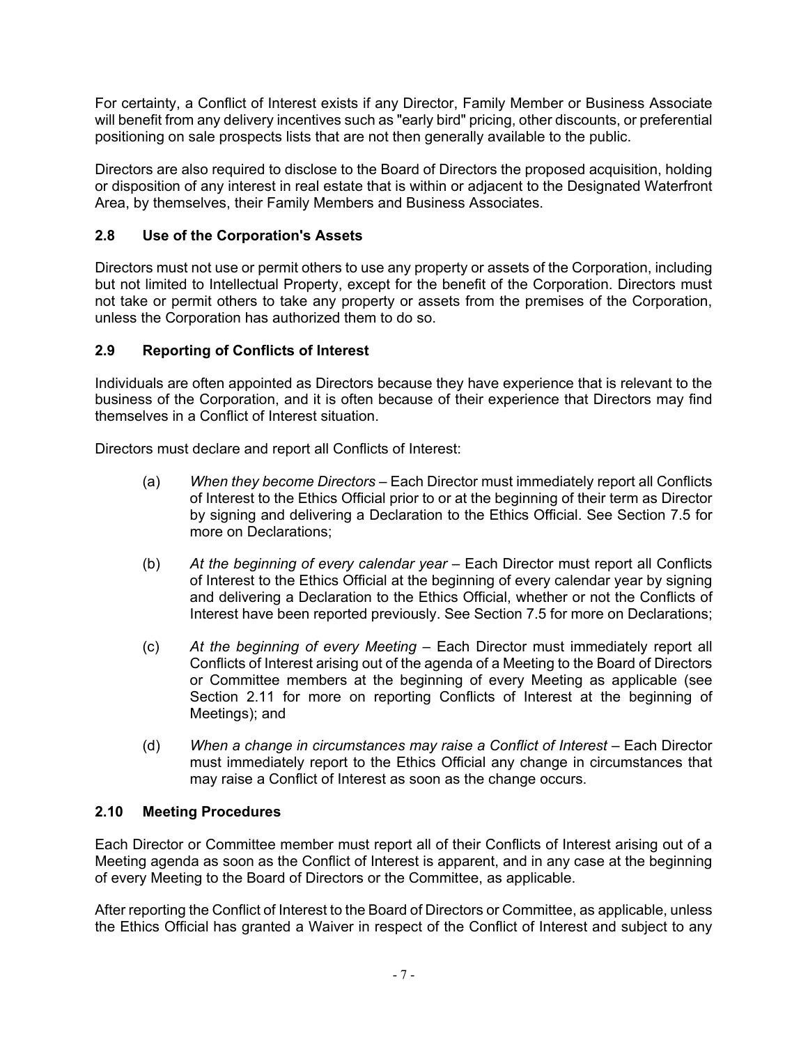For certainty, a Conflict of Interest exists if any Director, Family Member or Business Associate will benefit from any delivery incentives such as "early bird" pricing, other discounts, or preferential positioning on sale prospects lists that are not then generally available to the public.

Directors are also required to disclose to the Board of Directors the proposed acquisition, holding or disposition of any interest in real estate that is within or adjacent to the Designated Waterfront Area, by themselves, their Family Members and Business Associates.

## 2.8 Use of the Corporation's Assets

Directors must not use or permit others to use any property or assets of the Corporation, including but not limited to Intellectual Property, except for the benefit of the Corporation. Directors must not take or permit others to take any property or assets from the premises of the Corporation, unless the Corporation has authorized them to do so.

## 2.9 Reporting of Conflicts of Interest

Individuals are often appointed as Directors because they have experience that is relevant to the business of the Corporation, and it is often because of their experience that Directors may find themselves in a Conflict of Interest situation.

Directors must declare and report all Conflicts of Interest:

(a) *When they become Directors* – Each Director must immediately report all Conflicts of Interest to the Ethics Official prior to or at the beginning of their term as Director by signing and delivering a Declaration to the Ethics Official. See Section 7.5 for more on Declarations;

(b) *At the beginning of every calendar year* – Each Director must report all Conflicts of Interest to the Ethics Official at the beginning of every calendar year by signing and delivering a Declaration to the Ethics Official, whether or not the Conflicts of Interest have been reported previously. See Section 7.5 for more on Declarations;

(c) *At the beginning of every Meeting* – Each Director must immediately report all Conflicts of Interest arising out of the agenda of a Meeting to the Board of Directors or Committee members at the beginning of every Meeting as applicable (see Section 2.11 for more on reporting Conflicts of Interest at the beginning of Meetings); and

(d) *When a change in circumstances may raise a Conflict of Interest* – Each Director must immediately report to the Ethics Official any change in circumstances that may raise a Conflict of Interest as soon as the change occurs.

## 2.10 Meeting Procedures

Each Director or Committee member must report all of their Conflicts of Interest arising out of a Meeting agenda as soon as the Conflict of Interest is apparent, and in any case at the beginning of every Meeting to the Board of Directors or the Committee, as applicable.

After reporting the Conflict of Interest to the Board of Directors or Committee, as applicable, unless the Ethics Official has granted a Waiver in respect of the Conflict of Interest and subject to any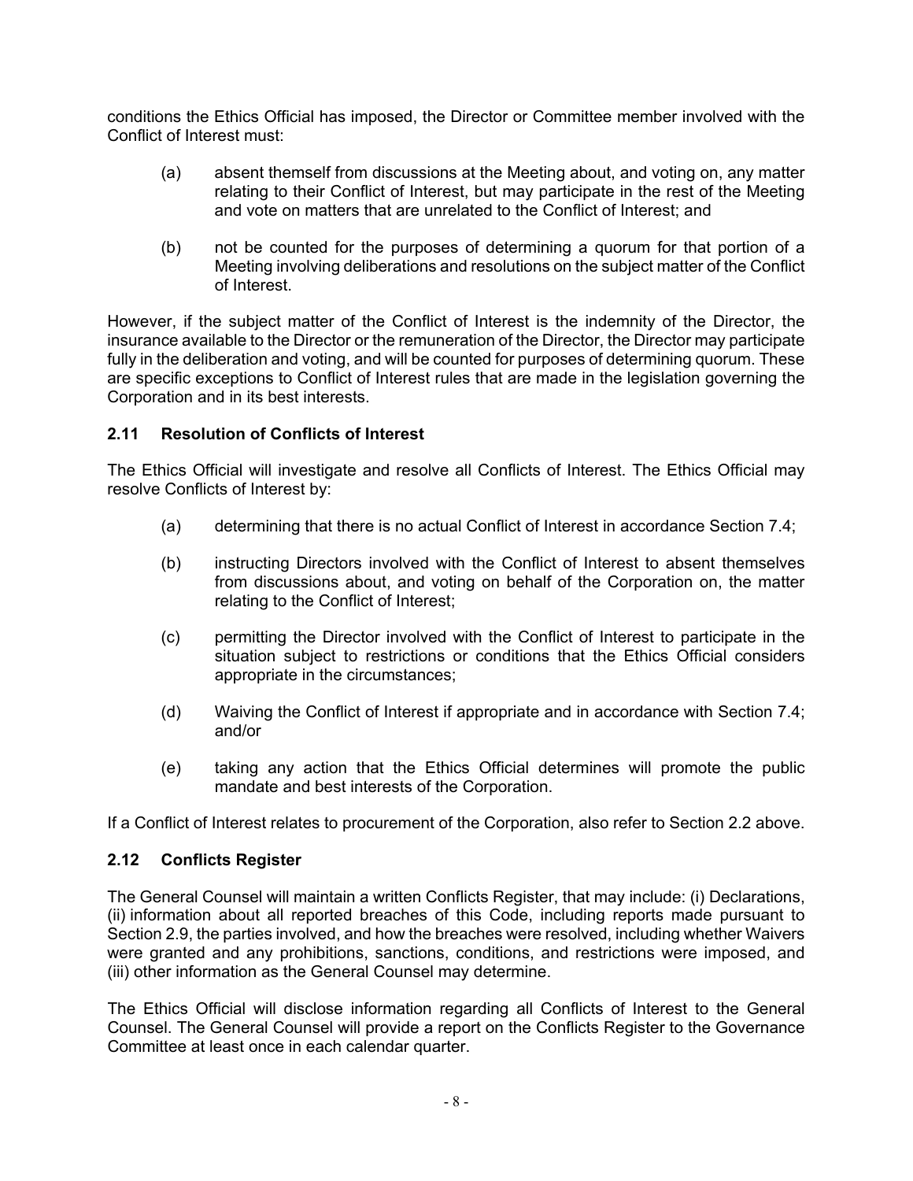conditions the Ethics Official has imposed, the Director or Committee member involved with the Conflict of Interest must:

(a) absent themself from discussions at the Meeting about, and voting on, any matter relating to their Conflict of Interest, but may participate in the rest of the Meeting and vote on matters that are unrelated to the Conflict of Interest; and

(b) not be counted for the purposes of determining a quorum for that portion of a Meeting involving deliberations and resolutions on the subject matter of the Conflict of Interest.

However, if the subject matter of the Conflict of Interest is the indemnity of the Director, the insurance available to the Director or the remuneration of the Director, the Director may participate fully in the deliberation and voting, and will be counted for purposes of determining quorum. These are specific exceptions to Conflict of Interest rules that are made in the legislation governing the Corporation and in its best interests.

### 2.11 Resolution of Conflicts of Interest

The Ethics Official will investigate and resolve all Conflicts of Interest. The Ethics Official may resolve Conflicts of Interest by:

(a) determining that there is no actual Conflict of Interest in accordance Section 7.4;

(b) instructing Directors involved with the Conflict of Interest to absent themselves from discussions about, and voting on behalf of the Corporation on, the matter relating to the Conflict of Interest;

(c) permitting the Director involved with the Conflict of Interest to participate in the situation subject to restrictions or conditions that the Ethics Official considers appropriate in the circumstances;

(d) Waiving the Conflict of Interest if appropriate and in accordance with Section 7.4; and/or

(e) taking any action that the Ethics Official determines will promote the public mandate and best interests of the Corporation.

If a Conflict of Interest relates to procurement of the Corporation, also refer to Section 2.2 above.

### 2.12 Conflicts Register

The General Counsel will maintain a written Conflicts Register, that may include: (i) Declarations, (ii) information about all reported breaches of this Code, including reports made pursuant to Section 2.9, the parties involved, and how the breaches were resolved, including whether Waivers were granted and any prohibitions, sanctions, conditions, and restrictions were imposed, and (iii) other information as the General Counsel may determine.

The Ethics Official will disclose information regarding all Conflicts of Interest to the General Counsel. The General Counsel will provide a report on the Conflicts Register to the Governance Committee at least once in each calendar quarter.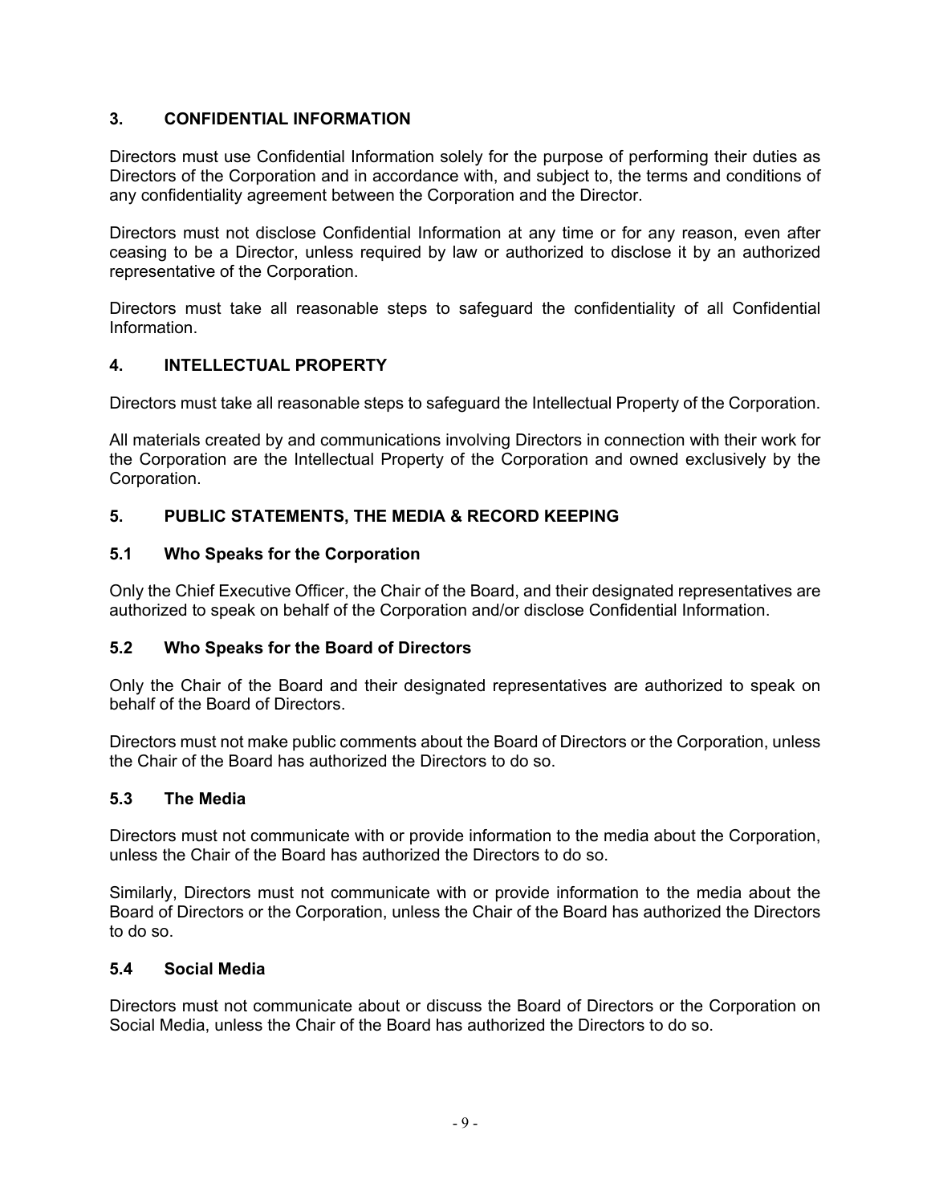## 3. CONFIDENTIAL INFORMATION

Directors must use Confidential Information solely for the purpose of performing their duties as Directors of the Corporation and in accordance with, and subject to, the terms and conditions of any confidentiality agreement between the Corporation and the Director.

Directors must not disclose Confidential Information at any time or for any reason, even after ceasing to be a Director, unless required by law or authorized to disclose it by an authorized representative of the Corporation.

Directors must take all reasonable steps to safeguard the confidentiality of all Confidential Information.

## 4. INTELLECTUAL PROPERTY

Directors must take all reasonable steps to safeguard the Intellectual Property of the Corporation.

All materials created by and communications involving Directors in connection with their work for the Corporation are the Intellectual Property of the Corporation and owned exclusively by the Corporation.

## 5. PUBLIC STATEMENTS, THE MEDIA & RECORD KEEPING

### 5.1 Who Speaks for the Corporation

Only the Chief Executive Officer, the Chair of the Board, and their designated representatives are authorized to speak on behalf of the Corporation and/or disclose Confidential Information.

### 5.2 Who Speaks for the Board of Directors

Only the Chair of the Board and their designated representatives are authorized to speak on behalf of the Board of Directors.

Directors must not make public comments about the Board of Directors or the Corporation, unless the Chair of the Board has authorized the Directors to do so.

### 5.3 The Media

Directors must not communicate with or provide information to the media about the Corporation, unless the Chair of the Board has authorized the Directors to do so.

Similarly, Directors must not communicate with or provide information to the media about the Board of Directors or the Corporation, unless the Chair of the Board has authorized the Directors to do so.

### 5.4 Social Media

Directors must not communicate about or discuss the Board of Directors or the Corporation on Social Media, unless the Chair of the Board has authorized the Directors to do so.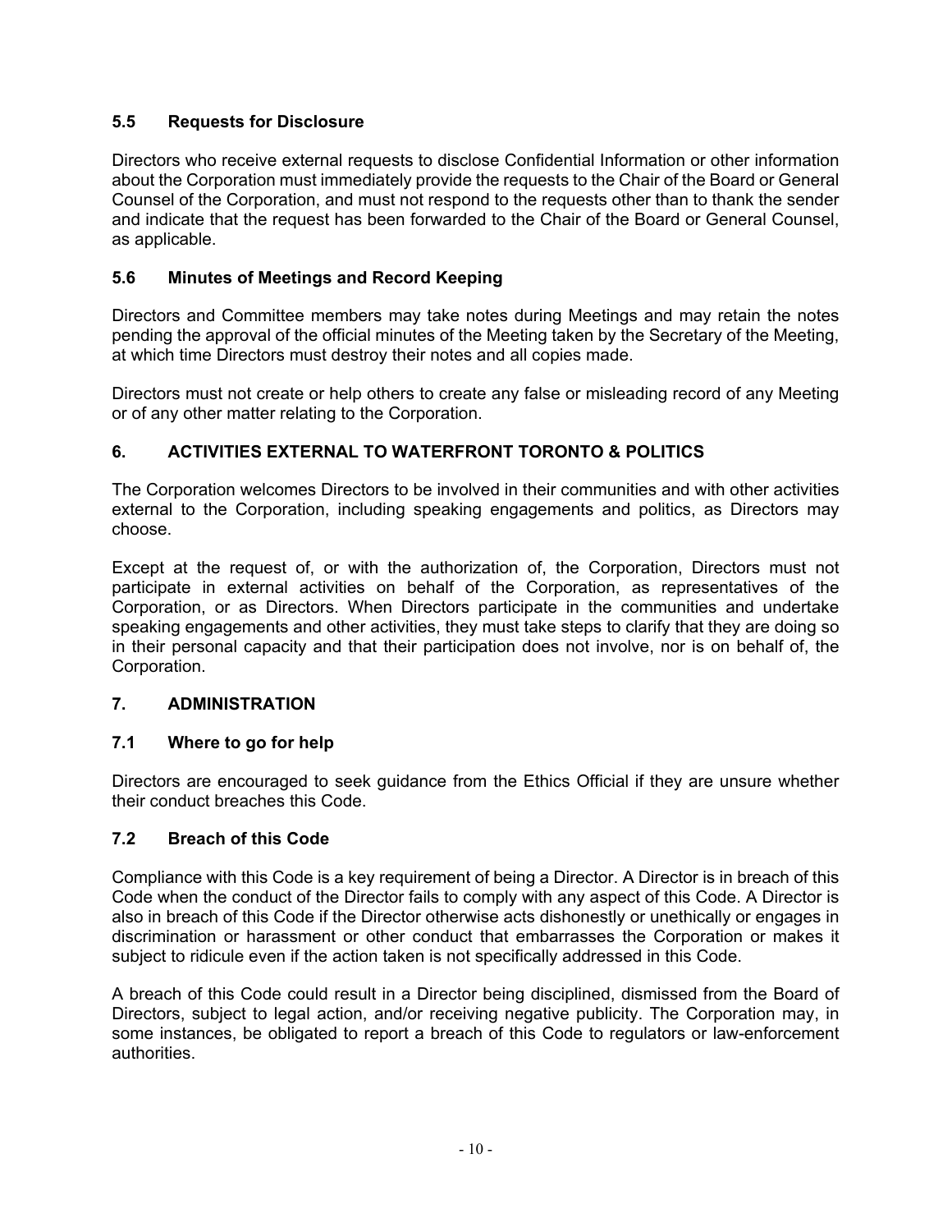### 5.5 Requests for Disclosure

Directors who receive external requests to disclose Confidential Information or other information about the Corporation must immediately provide the requests to the Chair of the Board or General Counsel of the Corporation, and must not respond to the requests other than to thank the sender and indicate that the request has been forwarded to the Chair of the Board or General Counsel, as applicable.

### 5.6 Minutes of Meetings and Record Keeping

Directors and Committee members may take notes during Meetings and may retain the notes pending the approval of the official minutes of the Meeting taken by the Secretary of the Meeting, at which time Directors must destroy their notes and all copies made.

Directors must not create or help others to create any false or misleading record of any Meeting or of any other matter relating to the Corporation.

## 6. ACTIVITIES EXTERNAL TO WATERFRONT TORONTO & POLITICS

The Corporation welcomes Directors to be involved in their communities and with other activities external to the Corporation, including speaking engagements and politics, as Directors may choose.

Except at the request of, or with the authorization of, the Corporation, Directors must not participate in external activities on behalf of the Corporation, as representatives of the Corporation, or as Directors. When Directors participate in the communities and undertake speaking engagements and other activities, they must take steps to clarify that they are doing so in their personal capacity and that their participation does not involve, nor is on behalf of, the Corporation.

## 7. ADMINISTRATION

### 7.1 Where to go for help

Directors are encouraged to seek guidance from the Ethics Official if they are unsure whether their conduct breaches this Code.

### 7.2 Breach of this Code

Compliance with this Code is a key requirement of being a Director. A Director is in breach of this Code when the conduct of the Director fails to comply with any aspect of this Code. A Director is also in breach of this Code if the Director otherwise acts dishonestly or unethically or engages in discrimination or harassment or other conduct that embarrasses the Corporation or makes it subject to ridicule even if the action taken is not specifically addressed in this Code.

A breach of this Code could result in a Director being disciplined, dismissed from the Board of Directors, subject to legal action, and/or receiving negative publicity. The Corporation may, in some instances, be obligated to report a breach of this Code to regulators or law-enforcement authorities.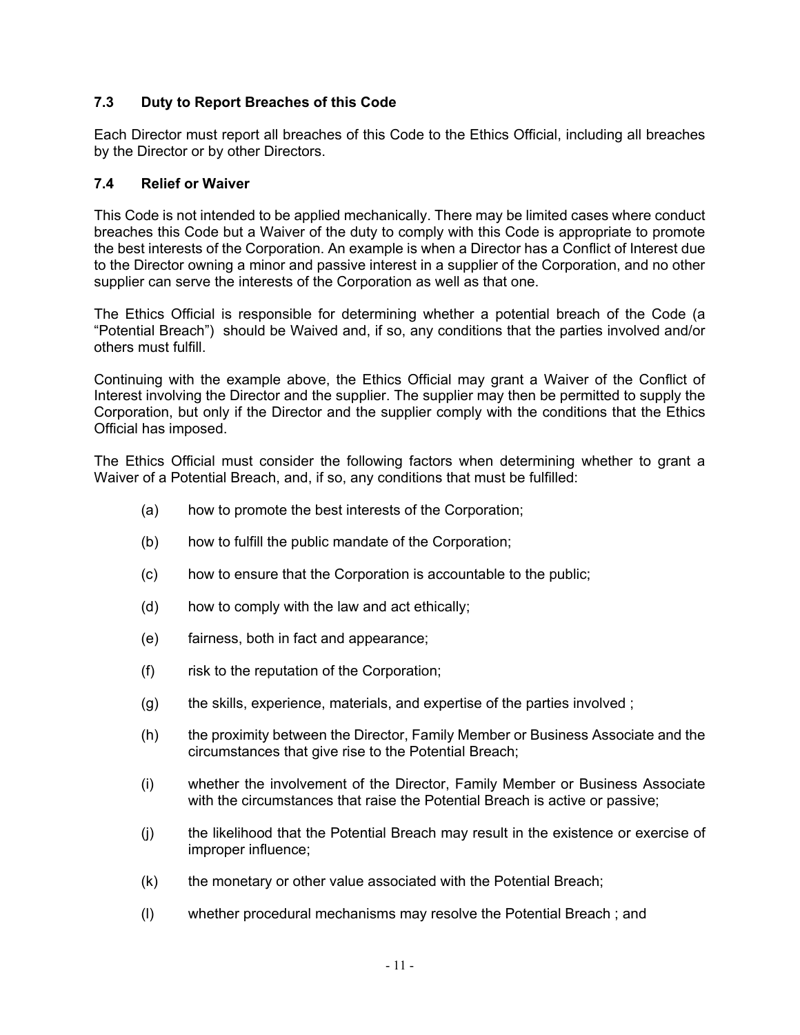### 7.3 Duty to Report Breaches of this Code

Each Director must report all breaches of this Code to the Ethics Official, including all breaches by the Director or by other Directors.

### 7.4 Relief or Waiver

This Code is not intended to be applied mechanically. There may be limited cases where conduct breaches this Code but a Waiver of the duty to comply with this Code is appropriate to promote the best interests of the Corporation. An example is when a Director has a Conflict of Interest due to the Director owning a minor and passive interest in a supplier of the Corporation, and no other supplier can serve the interests of the Corporation as well as that one.

The Ethics Official is responsible for determining whether a potential breach of the Code (a "Potential Breach") should be Waived and, if so, any conditions that the parties involved and/or others must fulfill.

Continuing with the example above, the Ethics Official may grant a Waiver of the Conflict of Interest involving the Director and the supplier. The supplier may then be permitted to supply the Corporation, but only if the Director and the supplier comply with the conditions that the Ethics Official has imposed.

The Ethics Official must consider the following factors when determining whether to grant a Waiver of a Potential Breach, and, if so, any conditions that must be fulfilled:

(a) how to promote the best interests of the Corporation;

(b) how to fulfill the public mandate of the Corporation;

(c) how to ensure that the Corporation is accountable to the public;

(d) how to comply with the law and act ethically;

(e) fairness, both in fact and appearance;

(f) risk to the reputation of the Corporation;

(g) the skills, experience, materials, and expertise of the parties involved ;

(h) the proximity between the Director, Family Member or Business Associate and the circumstances that give rise to the Potential Breach;

(i) whether the involvement of the Director, Family Member or Business Associate with the circumstances that raise the Potential Breach is active or passive;

(j) the likelihood that the Potential Breach may result in the existence or exercise of improper influence;

(k) the monetary or other value associated with the Potential Breach;

(l) whether procedural mechanisms may resolve the Potential Breach ; and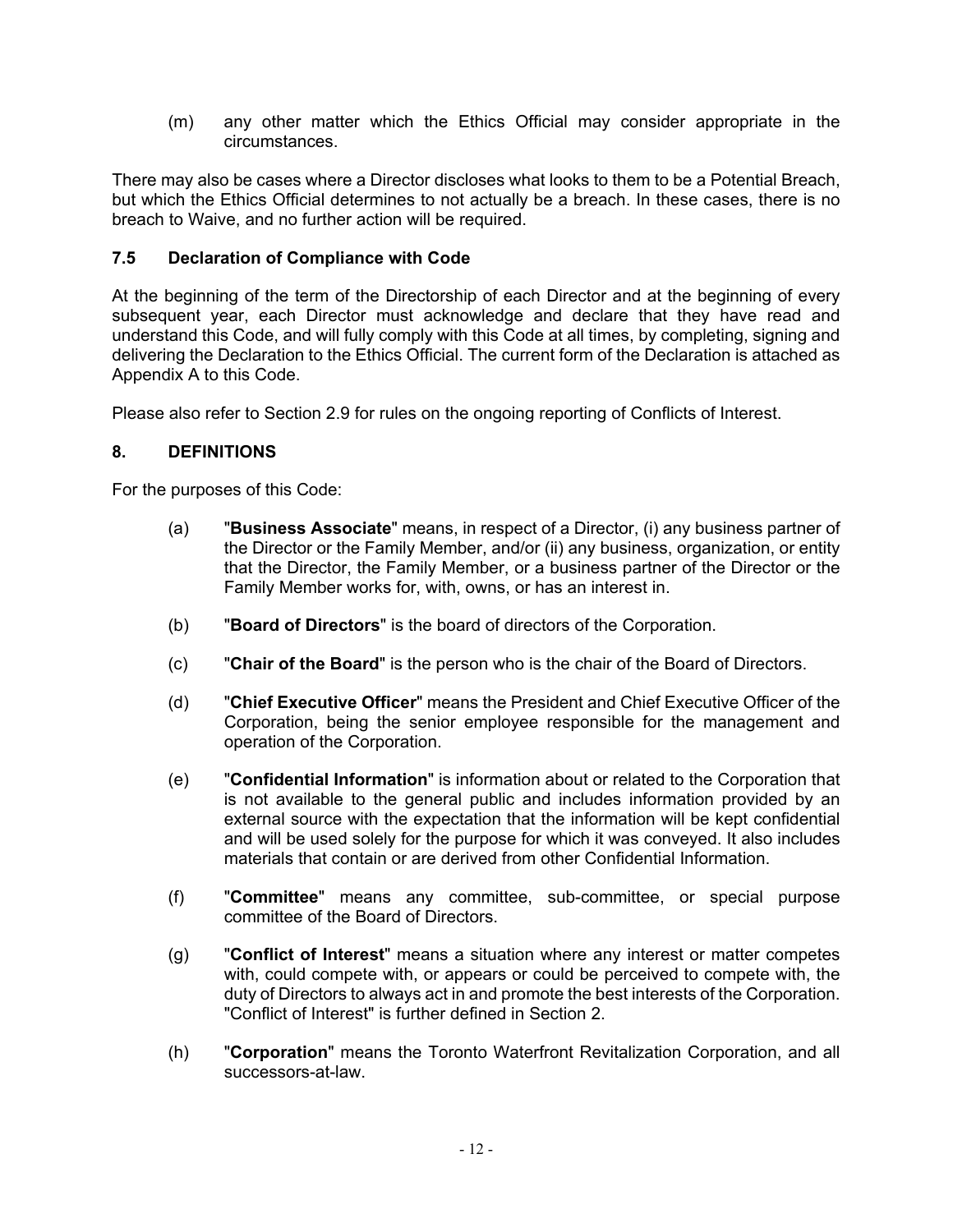(m) any other matter which the Ethics Official may consider appropriate in the circumstances.

There may also be cases where a Director discloses what looks to them to be a Potential Breach, but which the Ethics Official determines to not actually be a breach. In these cases, there is no breach to Waive, and no further action will be required.

### 7.5 Declaration of Compliance with Code

At the beginning of the term of the Directorship of each Director and at the beginning of every subsequent year, each Director must acknowledge and declare that they have read and understand this Code, and will fully comply with this Code at all times, by completing, signing and delivering the Declaration to the Ethics Official. The current form of the Declaration is attached as Appendix A to this Code.

Please also refer to Section 2.9 for rules on the ongoing reporting of Conflicts of Interest.

## 8. DEFINITIONS

For the purposes of this Code:

(a) "**Business Associate**" means, in respect of a Director, (i) any business partner of the Director or the Family Member, and/or (ii) any business, organization, or entity that the Director, the Family Member, or a business partner of the Director or the Family Member works for, with, owns, or has an interest in.

(b) "**Board of Directors**" is the board of directors of the Corporation.

(c) "**Chair of the Board**" is the person who is the chair of the Board of Directors.

(d) "**Chief Executive Officer**" means the President and Chief Executive Officer of the Corporation, being the senior employee responsible for the management and operation of the Corporation.

(e) "**Confidential Information**" is information about or related to the Corporation that is not available to the general public and includes information provided by an external source with the expectation that the information will be kept confidential and will be used solely for the purpose for which it was conveyed. It also includes materials that contain or are derived from other Confidential Information.

(f) "**Committee**" means any committee, sub-committee, or special purpose committee of the Board of Directors.

(g) "**Conflict of Interest**" means a situation where any interest or matter competes with, could compete with, or appears or could be perceived to compete with, the duty of Directors to always act in and promote the best interests of the Corporation. "Conflict of Interest" is further defined in Section 2.

(h) "**Corporation**" means the Toronto Waterfront Revitalization Corporation, and all successors-at-law.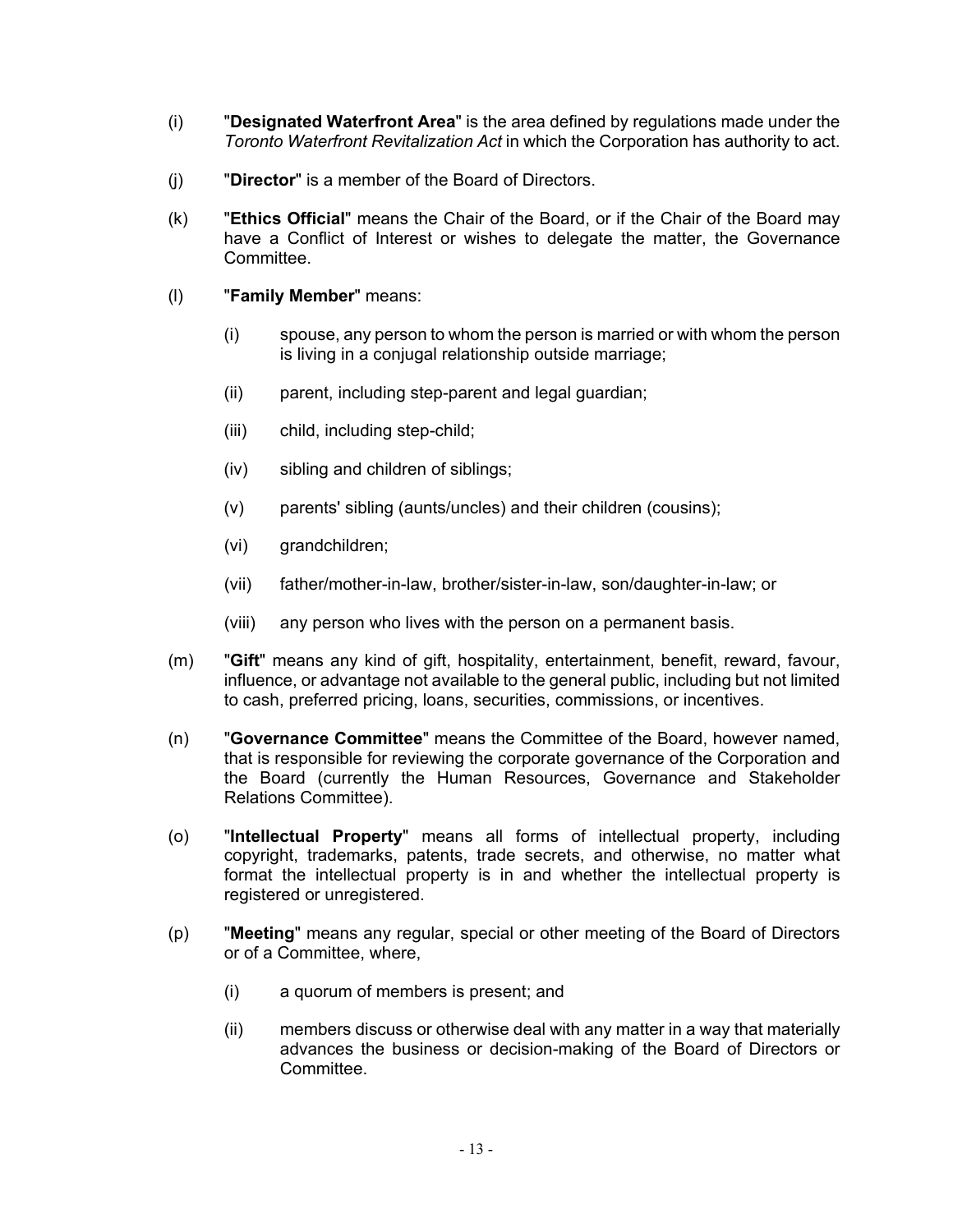(i) "**Designated Waterfront Area**" is the area defined by regulations made under the *Toronto Waterfront Revitalization Act* in which the Corporation has authority to act.

(j) "**Director**" is a member of the Board of Directors.

(k) "**Ethics Official**" means the Chair of the Board, or if the Chair of the Board may have a Conflict of Interest or wishes to delegate the matter, the Governance Committee.

(l) "**Family Member**" means:

   (i) spouse, any person to whom the person is married or with whom the person is living in a conjugal relationship outside marriage;

   (ii) parent, including step-parent and legal guardian;

   (iii) child, including step-child;

   (iv) sibling and children of siblings;

   (v) parents' sibling (aunts/uncles) and their children (cousins);

   (vi) grandchildren;

   (vii) father/mother-in-law, brother/sister-in-law, son/daughter-in-law; or

   (viii) any person who lives with the person on a permanent basis.

(m) "**Gift**" means any kind of gift, hospitality, entertainment, benefit, reward, favour, influence, or advantage not available to the general public, including but not limited to cash, preferred pricing, loans, securities, commissions, or incentives.

(n) "**Governance Committee**" means the Committee of the Board, however named, that is responsible for reviewing the corporate governance of the Corporation and the Board (currently the Human Resources, Governance and Stakeholder Relations Committee).

(o) "**Intellectual Property**" means all forms of intellectual property, including copyright, trademarks, patents, trade secrets, and otherwise, no matter what format the intellectual property is in and whether the intellectual property is registered or unregistered.

(p) "**Meeting**" means any regular, special or other meeting of the Board of Directors or of a Committee, where,

   (i) a quorum of members is present; and

   (ii) members discuss or otherwise deal with any matter in a way that materially advances the business or decision-making of the Board of Directors or Committee.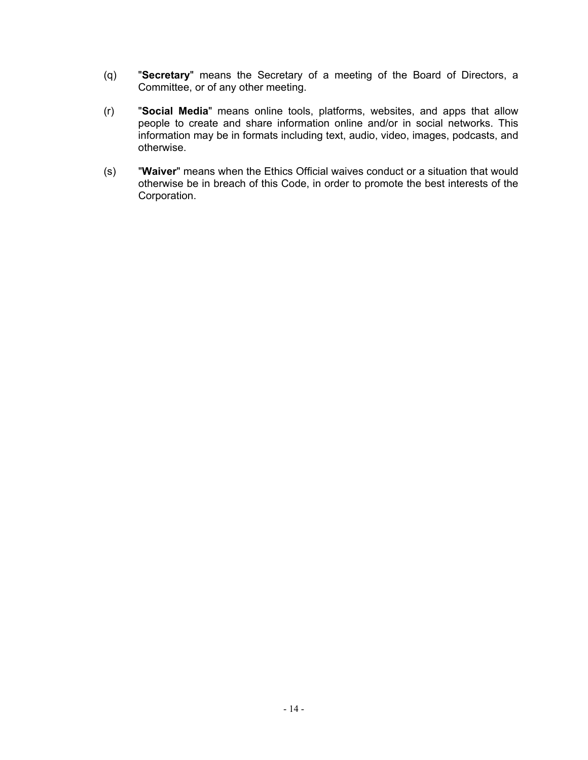(q) "**Secretary**" means the Secretary of a meeting of the Board of Directors, a Committee, or of any other meeting.

(r) "**Social Media**" means online tools, platforms, websites, and apps that allow people to create and share information online and/or in social networks. This information may be in formats including text, audio, video, images, podcasts, and otherwise.

(s) "**Waiver**" means when the Ethics Official waives conduct or a situation that would otherwise be in breach of this Code, in order to promote the best interests of the Corporation.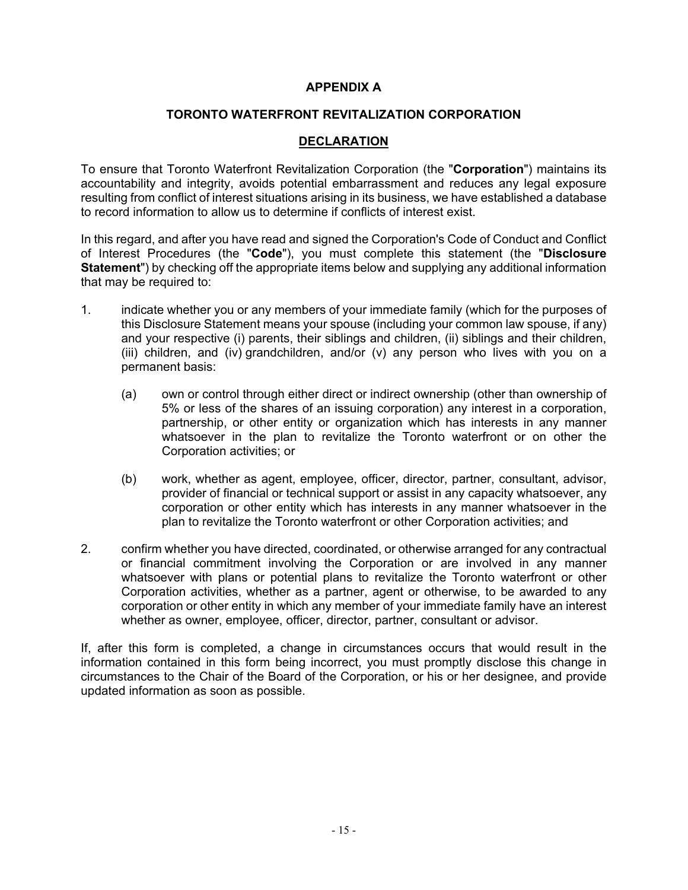# APPENDIX A

## TORONTO WATERFRONT REVITALIZATION CORPORATION

## DECLARATION

To ensure that Toronto Waterfront Revitalization Corporation (the "**Corporation**") maintains its accountability and integrity, avoids potential embarrassment and reduces any legal exposure resulting from conflict of interest situations arising in its business, we have established a database to record information to allow us to determine if conflicts of interest exist.

In this regard, and after you have read and signed the Corporation's Code of Conduct and Conflict of Interest Procedures (the "**Code**"), you must complete this statement (the "**Disclosure Statement**") by checking off the appropriate items below and supplying any additional information that may be required to:

1. indicate whether you or any members of your immediate family (which for the purposes of this Disclosure Statement means your spouse (including your common law spouse, if any) and your respective (i) parents, their siblings and children, (ii) siblings and their children, (iii) children, and (iv) grandchildren, and/or (v) any person who lives with you on a permanent basis:

   (a) own or control through either direct or indirect ownership (other than ownership of 5% or less of the shares of an issuing corporation) any interest in a corporation, partnership, or other entity or organization which has interests in any manner whatsoever in the plan to revitalize the Toronto waterfront or on other the Corporation activities; or

   (b) work, whether as agent, employee, officer, director, partner, consultant, advisor, provider of financial or technical support or assist in any capacity whatsoever, any corporation or other entity which has interests in any manner whatsoever in the plan to revitalize the Toronto waterfront or other Corporation activities; and

2. confirm whether you have directed, coordinated, or otherwise arranged for any contractual or financial commitment involving the Corporation or are involved in any manner whatsoever with plans or potential plans to revitalize the Toronto waterfront or other Corporation activities, whether as a partner, agent or otherwise, to be awarded to any corporation or other entity in which any member of your immediate family have an interest whether as owner, employee, officer, director, partner, consultant or advisor.

If, after this form is completed, a change in circumstances occurs that would result in the information contained in this form being incorrect, you must promptly disclose this change in circumstances to the Chair of the Board of the Corporation, or his or her designee, and provide updated information as soon as possible.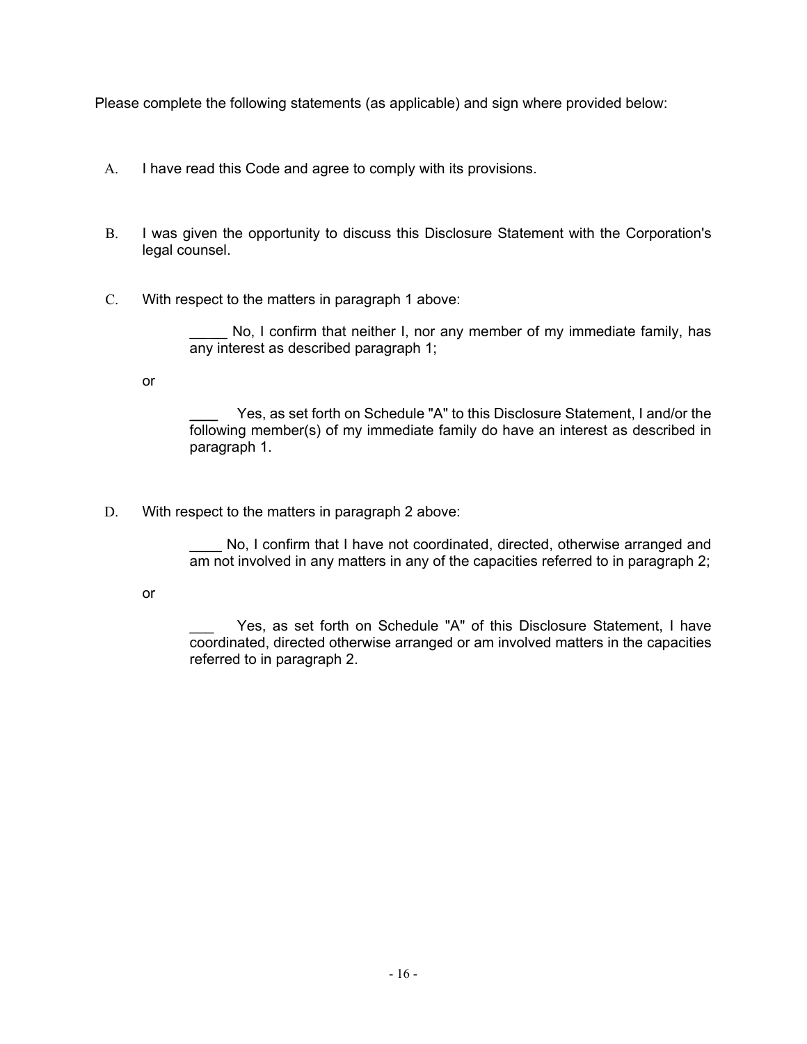Please complete the following statements (as applicable) and sign where provided below:

A. I have read this Code and agree to comply with its provisions.

B. I was given the opportunity to discuss this Disclosure Statement with the Corporation's legal counsel.

C. With respect to the matters in paragraph 1 above:

_____ No, I confirm that neither I, nor any member of my immediate family, has any interest as described paragraph 1;

or

____ Yes, as set forth on Schedule "A" to this Disclosure Statement, I and/or the following member(s) of my immediate family do have an interest as described in paragraph 1.

D. With respect to the matters in paragraph 2 above:

____ No, I confirm that I have not coordinated, directed, otherwise arranged and am not involved in any matters in any of the capacities referred to in paragraph 2;

or

___ Yes, as set forth on Schedule "A" of this Disclosure Statement, I have coordinated, directed otherwise arranged or am involved matters in the capacities referred to in paragraph 2.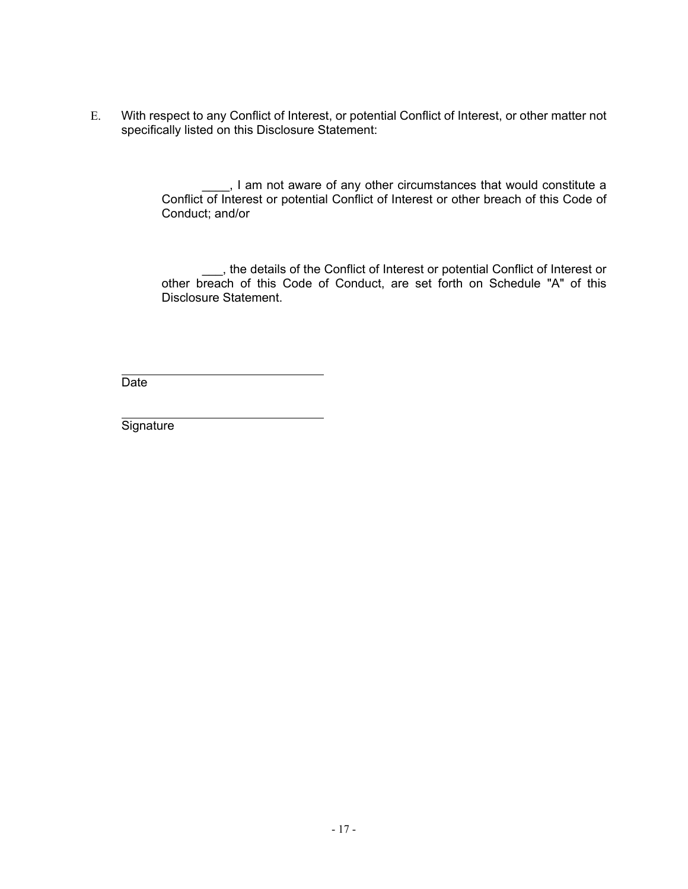E. With respect to any Conflict of Interest, or potential Conflict of Interest, or other matter not specifically listed on this Disclosure Statement:

____, I am not aware of any other circumstances that would constitute a Conflict of Interest or potential Conflict of Interest or other breach of this Code of Conduct; and/or

___, the details of the Conflict of Interest or potential Conflict of Interest or other breach of this Code of Conduct, are set forth on Schedule "A" of this Disclosure Statement.

______________________________
Date

______________________________
Signature